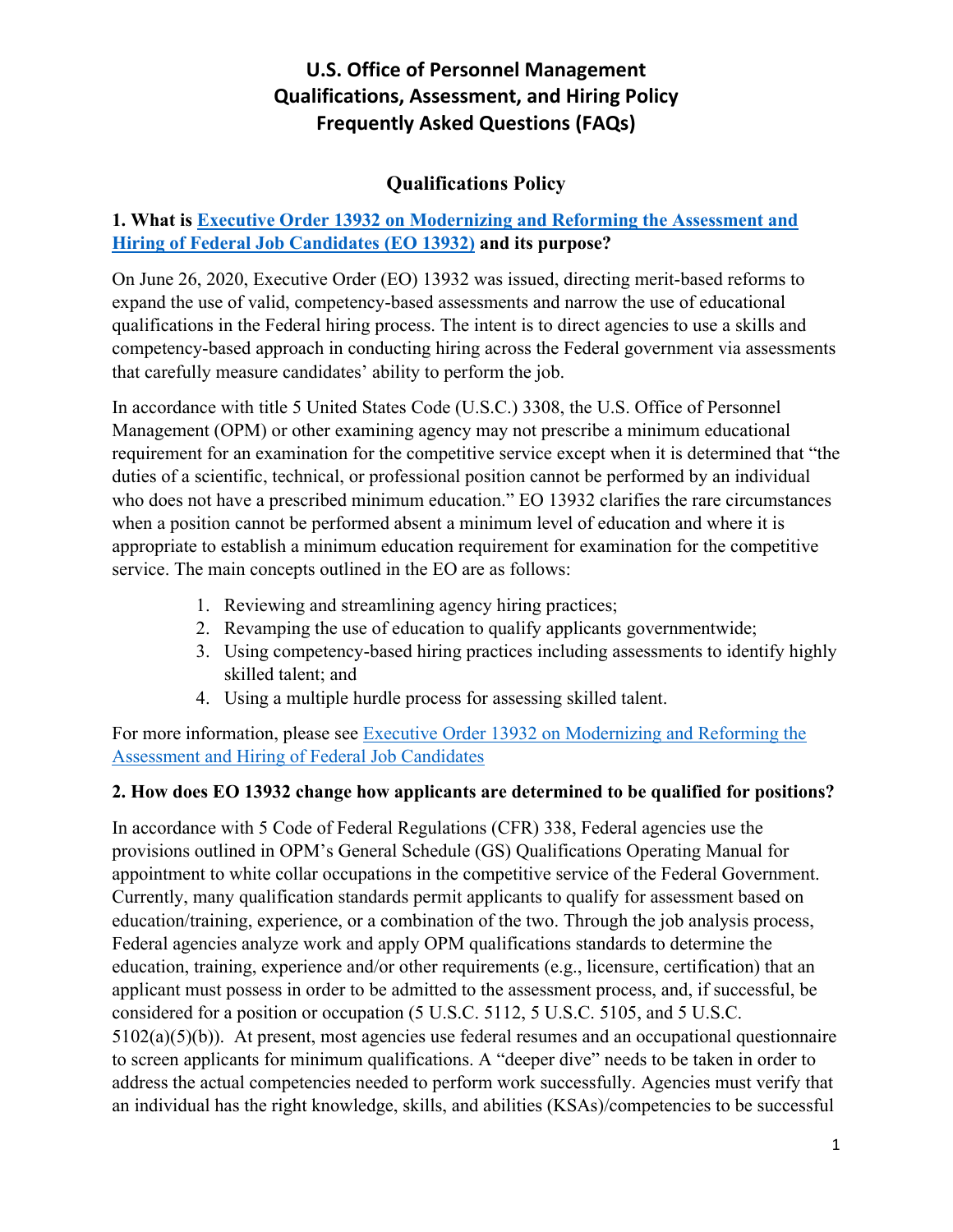# U.S. Office of Personnel Management
# Qualifications, Assessment, and Hiring Policy
# Frequently Asked Questions (FAQs)

## Qualifications Policy

### 1. What is [Executive Order 13932 on Modernizing and Reforming the Assessment and Hiring of Federal Job Candidates (EO 13932)]() and its purpose?

On June 26, 2020, Executive Order (EO) 13932 was issued, directing merit-based reforms to expand the use of valid, competency-based assessments and narrow the use of educational qualifications in the Federal hiring process. The intent is to direct agencies to use a skills and competency-based approach in conducting hiring across the Federal government via assessments that carefully measure candidates' ability to perform the job.

In accordance with title 5 United States Code (U.S.C.) 3308, the U.S. Office of Personnel Management (OPM) or other examining agency may not prescribe a minimum educational requirement for an examination for the competitive service except when it is determined that "the duties of a scientific, technical, or professional position cannot be performed by an individual who does not have a prescribed minimum education." EO 13932 clarifies the rare circumstances when a position cannot be performed absent a minimum level of education and where it is appropriate to establish a minimum education requirement for examination for the competitive service. The main concepts outlined in the EO are as follows:

1. Reviewing and streamlining agency hiring practices;
2. Revamping the use of education to qualify applicants governmentwide;
3. Using competency-based hiring practices including assessments to identify highly skilled talent; and
4. Using a multiple hurdle process for assessing skilled talent.

For more information, please see [Executive Order 13932 on Modernizing and Reforming the Assessment and Hiring of Federal Job Candidates]()

### 2. How does EO 13932 change how applicants are determined to be qualified for positions?

In accordance with 5 Code of Federal Regulations (CFR) 338, Federal agencies use the provisions outlined in OPM's General Schedule (GS) Qualifications Operating Manual for appointment to white collar occupations in the competitive service of the Federal Government. Currently, many qualification standards permit applicants to qualify for assessment based on education/training, experience, or a combination of the two. Through the job analysis process, Federal agencies analyze work and apply OPM qualifications standards to determine the education, training, experience and/or other requirements (e.g., licensure, certification) that an applicant must possess in order to be admitted to the assessment process, and, if successful, be considered for a position or occupation (5 U.S.C. 5112, 5 U.S.C. 5105, and 5 U.S.C. 5102(a)(5)(b)). At present, most agencies use federal resumes and an occupational questionnaire to screen applicants for minimum qualifications. A "deeper dive" needs to be taken in order to address the actual competencies needed to perform work successfully. Agencies must verify that an individual has the right knowledge, skills, and abilities (KSAs)/competencies to be successful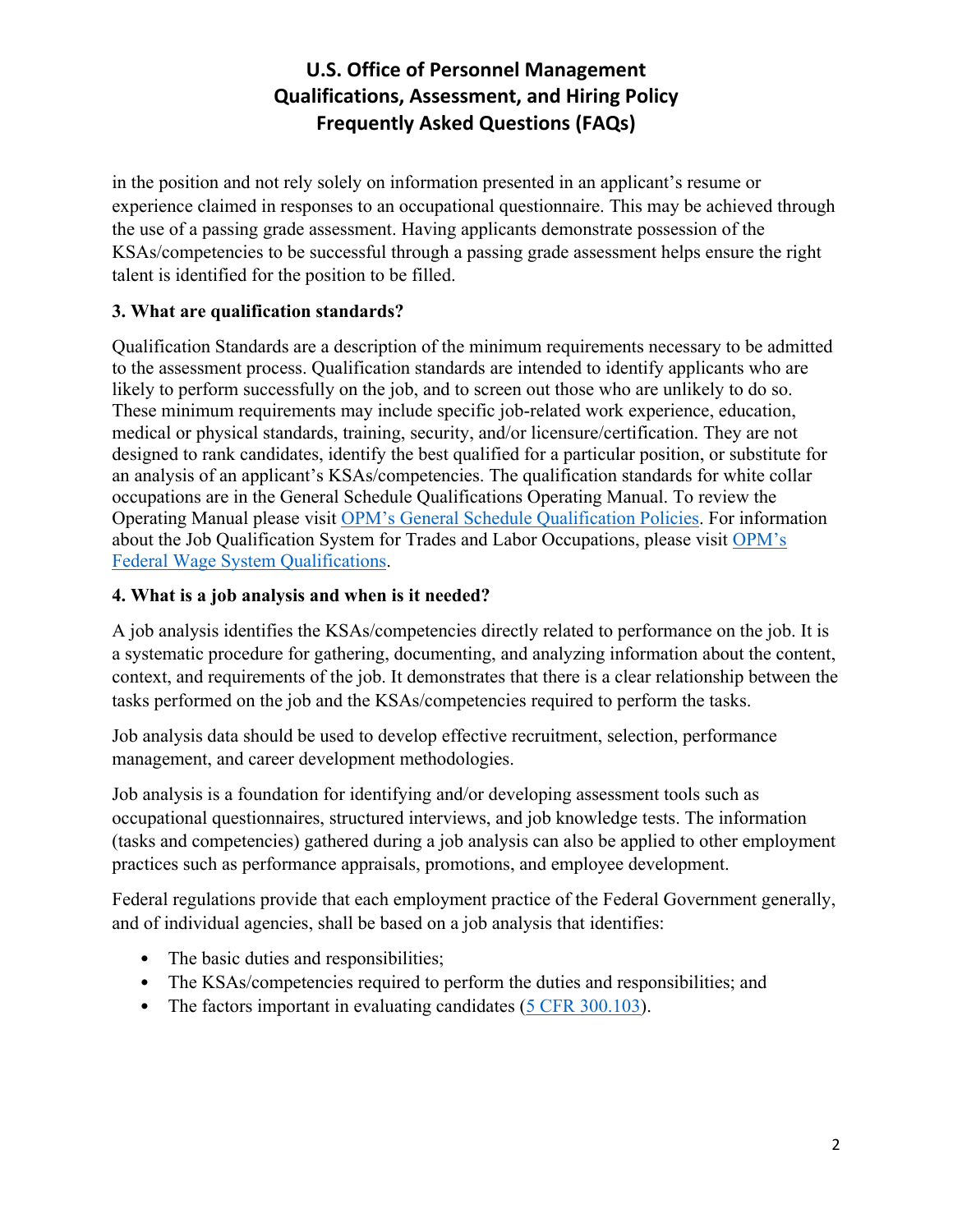in the position and not rely solely on information presented in an applicant's resume or experience claimed in responses to an occupational questionnaire. This may be achieved through the use of a passing grade assessment. Having applicants demonstrate possession of the KSAs/competencies to be successful through a passing grade assessment helps ensure the right talent is identified for the position to be filled.

### 3. What are qualification standards?

Qualification Standards are a description of the minimum requirements necessary to be admitted to the assessment process. Qualification standards are intended to identify applicants who are likely to perform successfully on the job, and to screen out those who are unlikely to do so. These minimum requirements may include specific job-related work experience, education, medical or physical standards, training, security, and/or licensure/certification. They are not designed to rank candidates, identify the best qualified for a particular position, or substitute for an analysis of an applicant's KSAs/competencies. The qualification standards for white collar occupations are in the General Schedule Qualifications Operating Manual. To review the Operating Manual please visit OPM's General Schedule Qualification Policies. For information about the Job Qualification System for Trades and Labor Occupations, please visit OPM's Federal Wage System Qualifications.

### 4. What is a job analysis and when is it needed?

A job analysis identifies the KSAs/competencies directly related to performance on the job. It is a systematic procedure for gathering, documenting, and analyzing information about the content, context, and requirements of the job. It demonstrates that there is a clear relationship between the tasks performed on the job and the KSAs/competencies required to perform the tasks.

Job analysis data should be used to develop effective recruitment, selection, performance management, and career development methodologies.

Job analysis is a foundation for identifying and/or developing assessment tools such as occupational questionnaires, structured interviews, and job knowledge tests. The information (tasks and competencies) gathered during a job analysis can also be applied to other employment practices such as performance appraisals, promotions, and employee development.

Federal regulations provide that each employment practice of the Federal Government generally, and of individual agencies, shall be based on a job analysis that identifies:

- The basic duties and responsibilities;
- The KSAs/competencies required to perform the duties and responsibilities; and
- The factors important in evaluating candidates (5 CFR 300.103).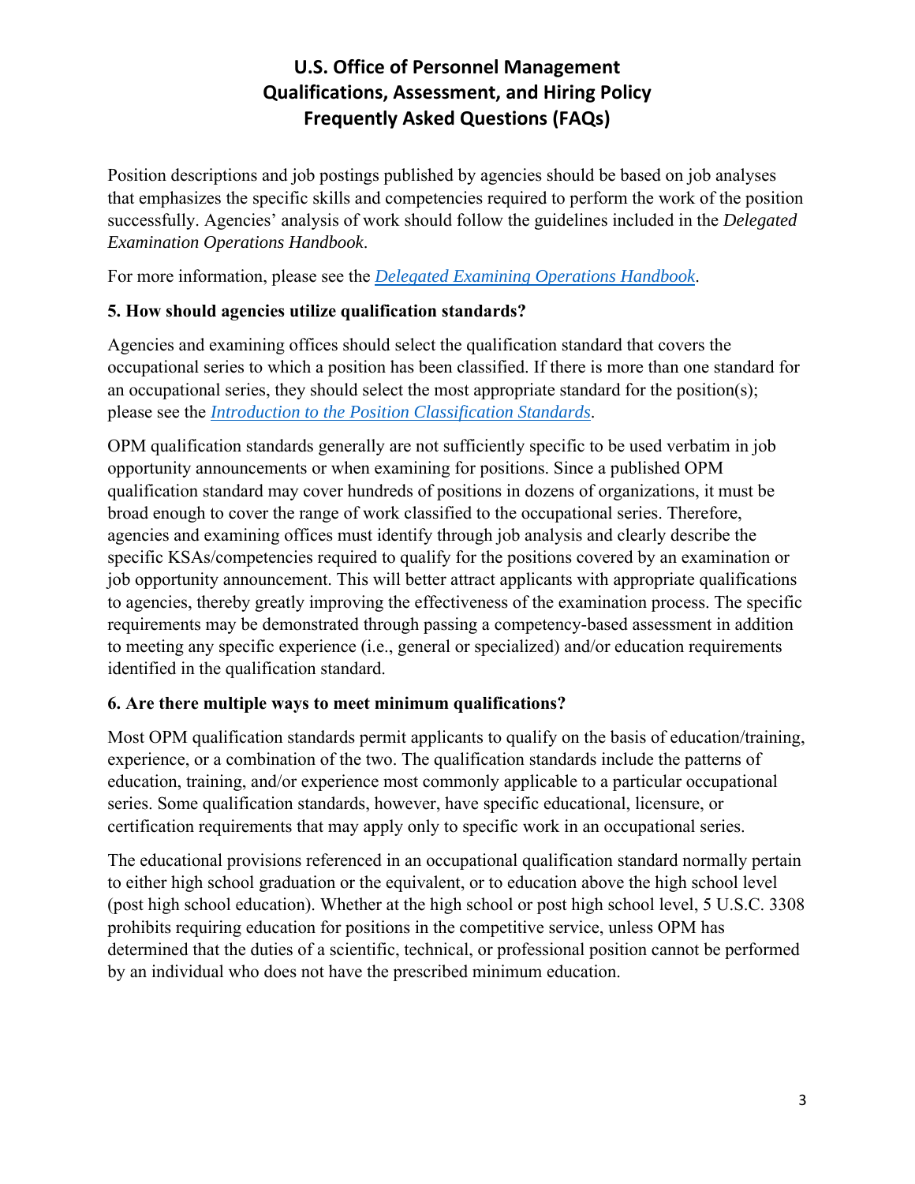# U.S. Office of Personnel Management Qualifications, Assessment, and Hiring Policy Frequently Asked Questions (FAQs)

Position descriptions and job postings published by agencies should be based on job analyses that emphasizes the specific skills and competencies required to perform the work of the position successfully. Agencies' analysis of work should follow the guidelines included in the *Delegated Examination Operations Handbook*.

For more information, please see the *[Delegated Examining Operations Handbook](#)*.

**5. How should agencies utilize qualification standards?**

Agencies and examining offices should select the qualification standard that covers the occupational series to which a position has been classified. If there is more than one standard for an occupational series, they should select the most appropriate standard for the position(s); please see the *[Introduction to the Position Classification Standards](#)*.

OPM qualification standards generally are not sufficiently specific to be used verbatim in job opportunity announcements or when examining for positions. Since a published OPM qualification standard may cover hundreds of positions in dozens of organizations, it must be broad enough to cover the range of work classified to the occupational series. Therefore, agencies and examining offices must identify through job analysis and clearly describe the specific KSAs/competencies required to qualify for the positions covered by an examination or job opportunity announcement. This will better attract applicants with appropriate qualifications to agencies, thereby greatly improving the effectiveness of the examination process. The specific requirements may be demonstrated through passing a competency-based assessment in addition to meeting any specific experience (i.e., general or specialized) and/or education requirements identified in the qualification standard.

**6. Are there multiple ways to meet minimum qualifications?**

Most OPM qualification standards permit applicants to qualify on the basis of education/training, experience, or a combination of the two. The qualification standards include the patterns of education, training, and/or experience most commonly applicable to a particular occupational series. Some qualification standards, however, have specific educational, licensure, or certification requirements that may apply only to specific work in an occupational series.

The educational provisions referenced in an occupational qualification standard normally pertain to either high school graduation or the equivalent, or to education above the high school level (post high school education). Whether at the high school or post high school level, 5 U.S.C. 3308 prohibits requiring education for positions in the competitive service, unless OPM has determined that the duties of a scientific, technical, or professional position cannot be performed by an individual who does not have the prescribed minimum education.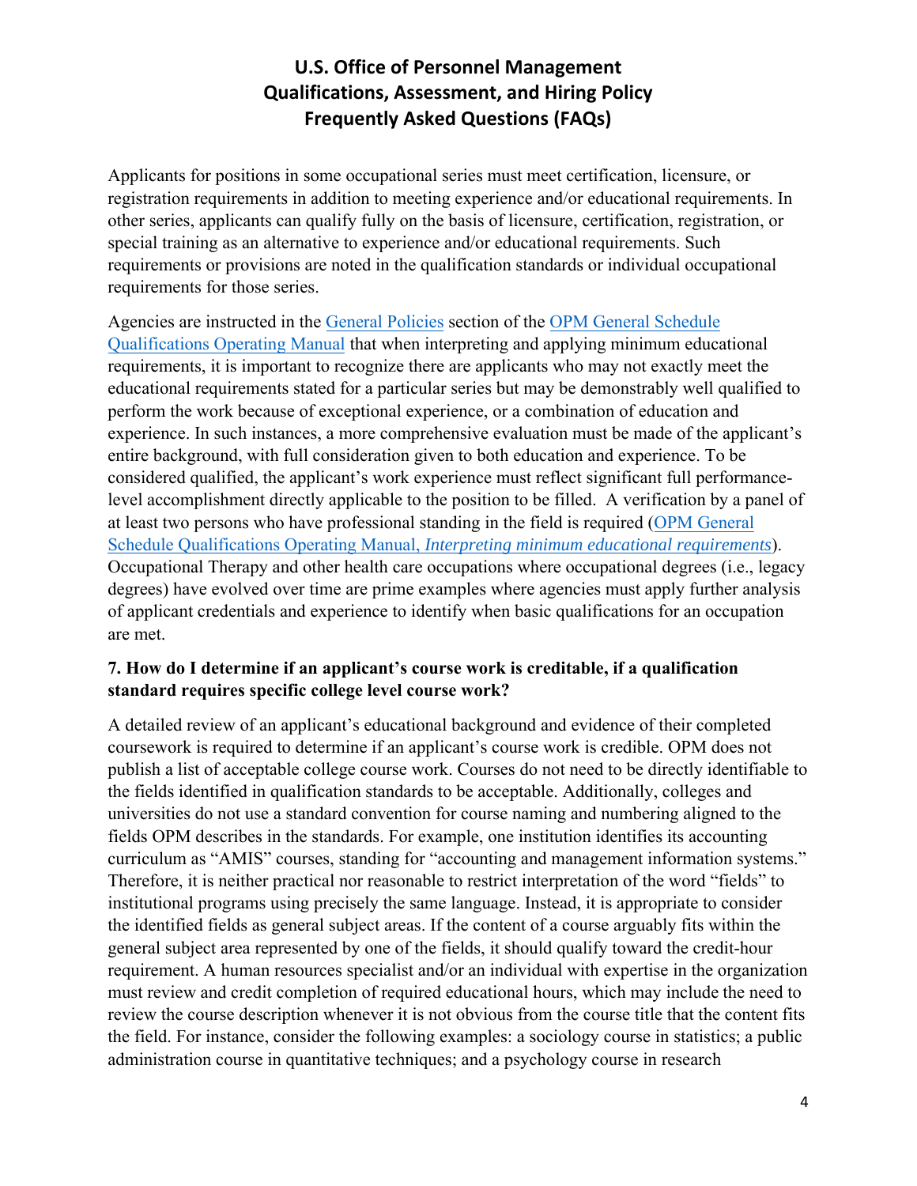Applicants for positions in some occupational series must meet certification, licensure, or registration requirements in addition to meeting experience and/or educational requirements. In other series, applicants can qualify fully on the basis of licensure, certification, registration, or special training as an alternative to experience and/or educational requirements. Such requirements or provisions are noted in the qualification standards or individual occupational requirements for those series.

Agencies are instructed in the General Policies section of the OPM General Schedule Qualifications Operating Manual that when interpreting and applying minimum educational requirements, it is important to recognize there are applicants who may not exactly meet the educational requirements stated for a particular series but may be demonstrably well qualified to perform the work because of exceptional experience, or a combination of education and experience. In such instances, a more comprehensive evaluation must be made of the applicant's entire background, with full consideration given to both education and experience. To be considered qualified, the applicant's work experience must reflect significant full performance-level accomplishment directly applicable to the position to be filled. A verification by a panel of at least two persons who have professional standing in the field is required (OPM General Schedule Qualifications Operating Manual, *Interpreting minimum educational requirements*). Occupational Therapy and other health care occupations where occupational degrees (i.e., legacy degrees) have evolved over time are prime examples where agencies must apply further analysis of applicant credentials and experience to identify when basic qualifications for an occupation are met.

**7. How do I determine if an applicant's course work is creditable, if a qualification standard requires specific college level course work?**

A detailed review of an applicant's educational background and evidence of their completed coursework is required to determine if an applicant's course work is credible. OPM does not publish a list of acceptable college course work. Courses do not need to be directly identifiable to the fields identified in qualification standards to be acceptable. Additionally, colleges and universities do not use a standard convention for course naming and numbering aligned to the fields OPM describes in the standards. For example, one institution identifies its accounting curriculum as "AMIS" courses, standing for "accounting and management information systems." Therefore, it is neither practical nor reasonable to restrict interpretation of the word "fields" to institutional programs using precisely the same language. Instead, it is appropriate to consider the identified fields as general subject areas. If the content of a course arguably fits within the general subject area represented by one of the fields, it should qualify toward the credit-hour requirement. A human resources specialist and/or an individual with expertise in the organization must review and credit completion of required educational hours, which may include the need to review the course description whenever it is not obvious from the course title that the content fits the field. For instance, consider the following examples: a sociology course in statistics; a public administration course in quantitative techniques; and a psychology course in research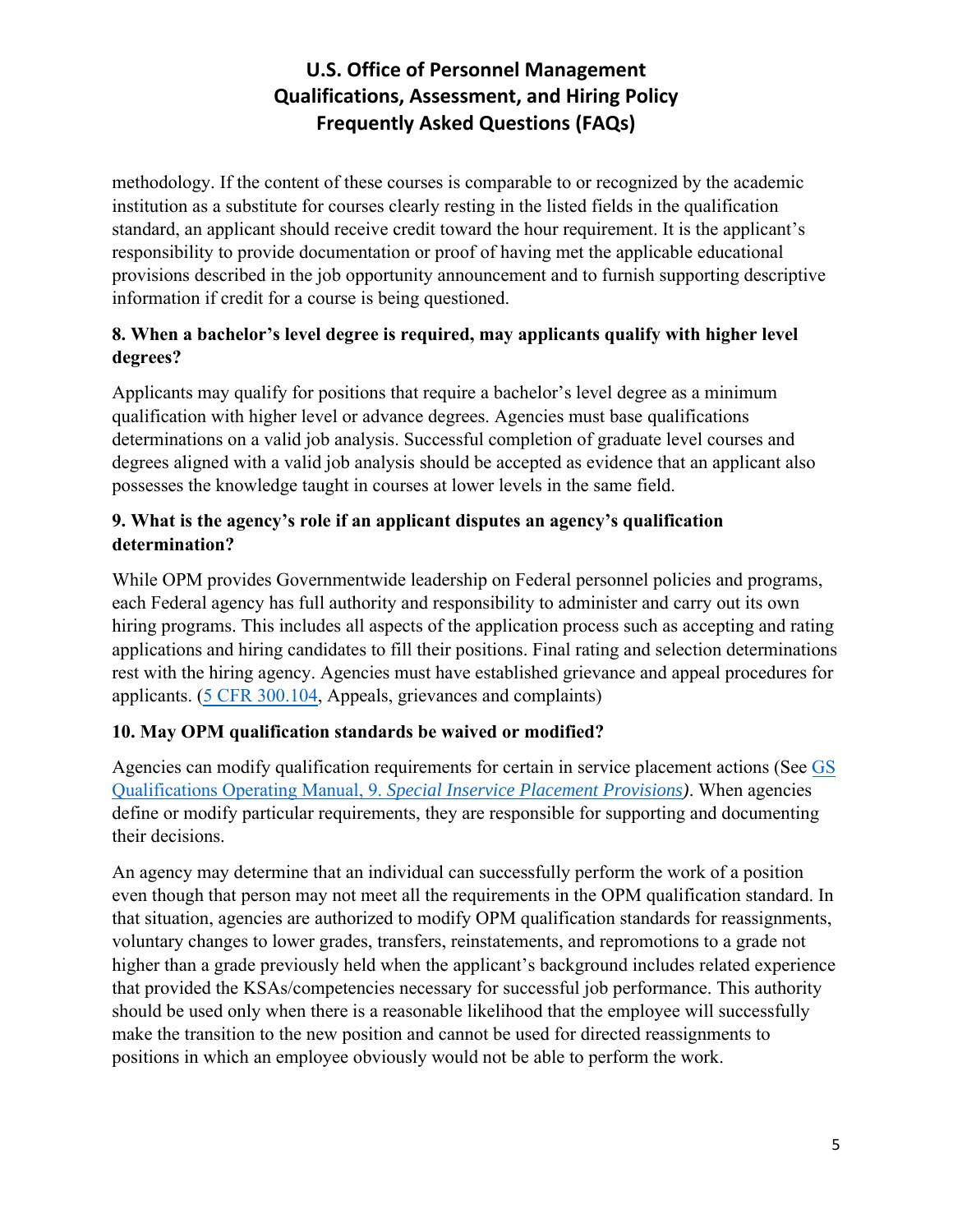methodology. If the content of these courses is comparable to or recognized by the academic institution as a substitute for courses clearly resting in the listed fields in the qualification standard, an applicant should receive credit toward the hour requirement. It is the applicant's responsibility to provide documentation or proof of having met the applicable educational provisions described in the job opportunity announcement and to furnish supporting descriptive information if credit for a course is being questioned.

**8. When a bachelor's level degree is required, may applicants qualify with higher level degrees?**

Applicants may qualify for positions that require a bachelor's level degree as a minimum qualification with higher level or advance degrees. Agencies must base qualifications determinations on a valid job analysis. Successful completion of graduate level courses and degrees aligned with a valid job analysis should be accepted as evidence that an applicant also possesses the knowledge taught in courses at lower levels in the same field.

**9. What is the agency's role if an applicant disputes an agency's qualification determination?**

While OPM provides Governmentwide leadership on Federal personnel policies and programs, each Federal agency has full authority and responsibility to administer and carry out its own hiring programs. This includes all aspects of the application process such as accepting and rating applications and hiring candidates to fill their positions. Final rating and selection determinations rest with the hiring agency. Agencies must have established grievance and appeal procedures for applicants. (5 CFR 300.104, Appeals, grievances and complaints)

**10. May OPM qualification standards be waived or modified?**

Agencies can modify qualification requirements for certain in service placement actions (See GS Qualifications Operating Manual, 9. *Special Inservice Placement Provisions)*. When agencies define or modify particular requirements, they are responsible for supporting and documenting their decisions.

An agency may determine that an individual can successfully perform the work of a position even though that person may not meet all the requirements in the OPM qualification standard. In that situation, agencies are authorized to modify OPM qualification standards for reassignments, voluntary changes to lower grades, transfers, reinstatements, and repromotions to a grade not higher than a grade previously held when the applicant's background includes related experience that provided the KSAs/competencies necessary for successful job performance. This authority should be used only when there is a reasonable likelihood that the employee will successfully make the transition to the new position and cannot be used for directed reassignments to positions in which an employee obviously would not be able to perform the work.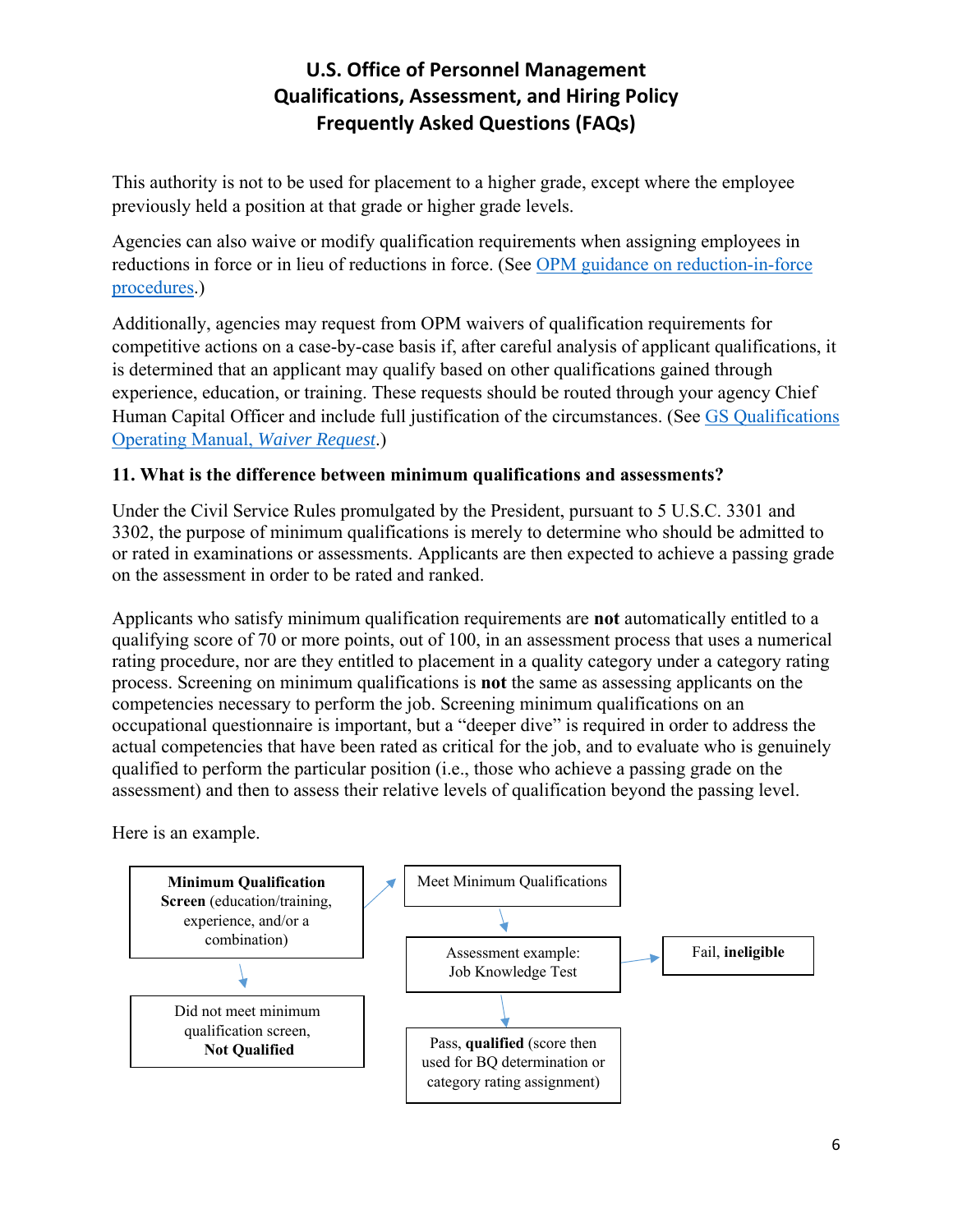This authority is not to be used for placement to a higher grade, except where the employee previously held a position at that grade or higher grade levels.

Agencies can also waive or modify qualification requirements when assigning employees in reductions in force or in lieu of reductions in force. (See OPM guidance on reduction-in-force procedures.)

Additionally, agencies may request from OPM waivers of qualification requirements for competitive actions on a case-by-case basis if, after careful analysis of applicant qualifications, it is determined that an applicant may qualify based on other qualifications gained through experience, education, or training. These requests should be routed through your agency Chief Human Capital Officer and include full justification of the circumstances. (See GS Qualifications Operating Manual, *Waiver Request*.)

**11. What is the difference between minimum qualifications and assessments?**

Under the Civil Service Rules promulgated by the President, pursuant to 5 U.S.C. 3301 and 3302, the purpose of minimum qualifications is merely to determine who should be admitted to or rated in examinations or assessments. Applicants are then expected to achieve a passing grade on the assessment in order to be rated and ranked.

Applicants who satisfy minimum qualification requirements are **not** automatically entitled to a qualifying score of 70 or more points, out of 100, in an assessment process that uses a numerical rating procedure, nor are they entitled to placement in a quality category under a category rating process. Screening on minimum qualifications is **not** the same as assessing applicants on the competencies necessary to perform the job. Screening minimum qualifications on an occupational questionnaire is important, but a "deeper dive" is required in order to address the actual competencies that have been rated as critical for the job, and to evaluate who is genuinely qualified to perform the particular position (i.e., those who achieve a passing grade on the assessment) and then to assess their relative levels of qualification beyond the passing level.

Here is an example.

**Minimum Qualification Screen** (education/training, experience, and/or a combination)

→ Meet Minimum Qualifications → Assessment example: Job Knowledge Test

- → Fail, **ineligible**
- → Pass, **qualified** (score then used for BQ determination or category rating assignment)

→ Did not meet minimum qualification screen, **Not Qualified**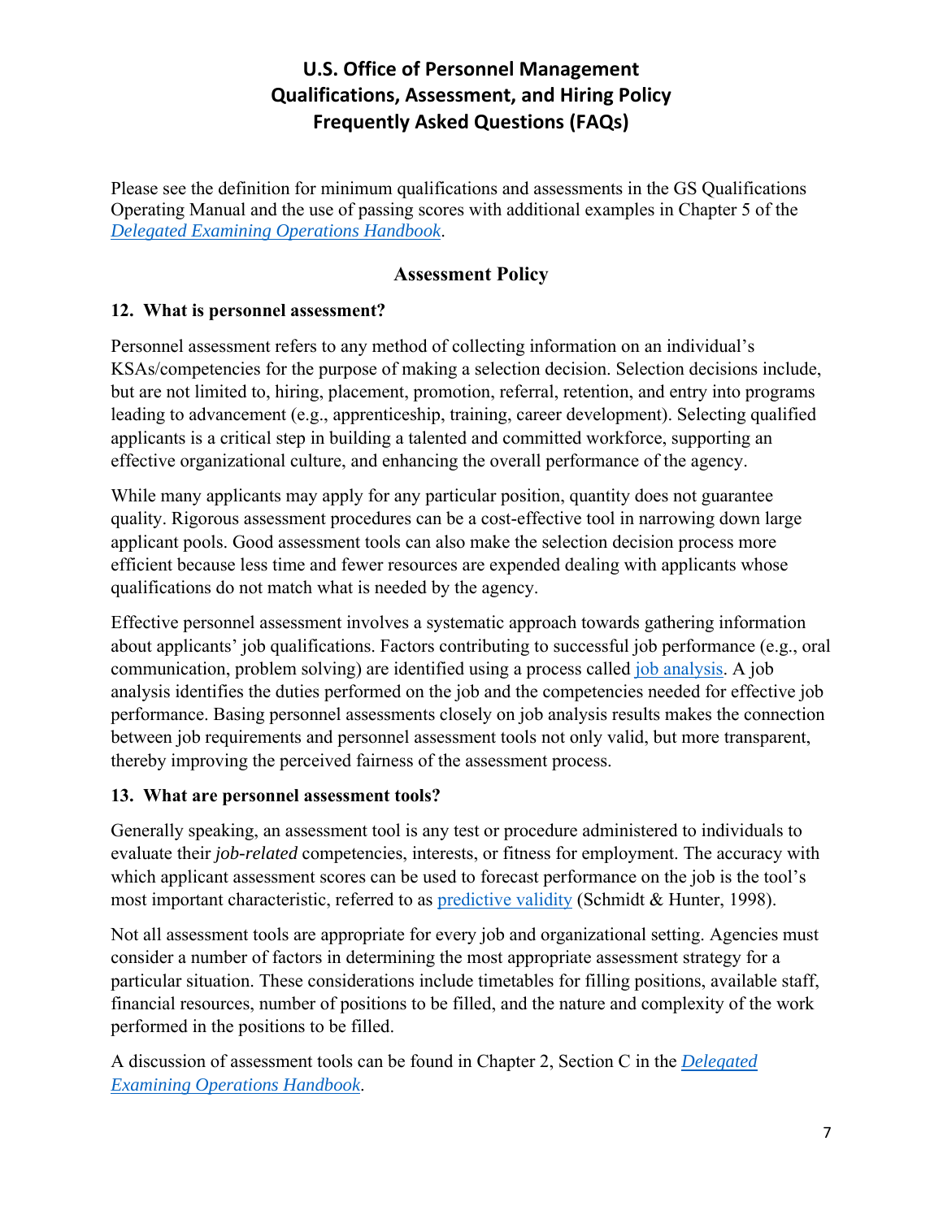# U.S. Office of Personnel Management Qualifications, Assessment, and Hiring Policy Frequently Asked Questions (FAQs)

Please see the definition for minimum qualifications and assessments in the GS Qualifications Operating Manual and the use of passing scores with additional examples in Chapter 5 of the *Delegated Examining Operations Handbook*.

## Assessment Policy

### 12. What is personnel assessment?

Personnel assessment refers to any method of collecting information on an individual's KSAs/competencies for the purpose of making a selection decision. Selection decisions include, but are not limited to, hiring, placement, promotion, referral, retention, and entry into programs leading to advancement (e.g., apprenticeship, training, career development). Selecting qualified applicants is a critical step in building a talented and committed workforce, supporting an effective organizational culture, and enhancing the overall performance of the agency.

While many applicants may apply for any particular position, quantity does not guarantee quality. Rigorous assessment procedures can be a cost-effective tool in narrowing down large applicant pools. Good assessment tools can also make the selection decision process more efficient because less time and fewer resources are expended dealing with applicants whose qualifications do not match what is needed by the agency.

Effective personnel assessment involves a systematic approach towards gathering information about applicants' job qualifications. Factors contributing to successful job performance (e.g., oral communication, problem solving) are identified using a process called job analysis. A job analysis identifies the duties performed on the job and the competencies needed for effective job performance. Basing personnel assessments closely on job analysis results makes the connection between job requirements and personnel assessment tools not only valid, but more transparent, thereby improving the perceived fairness of the assessment process.

### 13. What are personnel assessment tools?

Generally speaking, an assessment tool is any test or procedure administered to individuals to evaluate their *job-related* competencies, interests, or fitness for employment. The accuracy with which applicant assessment scores can be used to forecast performance on the job is the tool's most important characteristic, referred to as predictive validity (Schmidt & Hunter, 1998).

Not all assessment tools are appropriate for every job and organizational setting. Agencies must consider a number of factors in determining the most appropriate assessment strategy for a particular situation. These considerations include timetables for filling positions, available staff, financial resources, number of positions to be filled, and the nature and complexity of the work performed in the positions to be filled.

A discussion of assessment tools can be found in Chapter 2, Section C in the *Delegated Examining Operations Handbook*.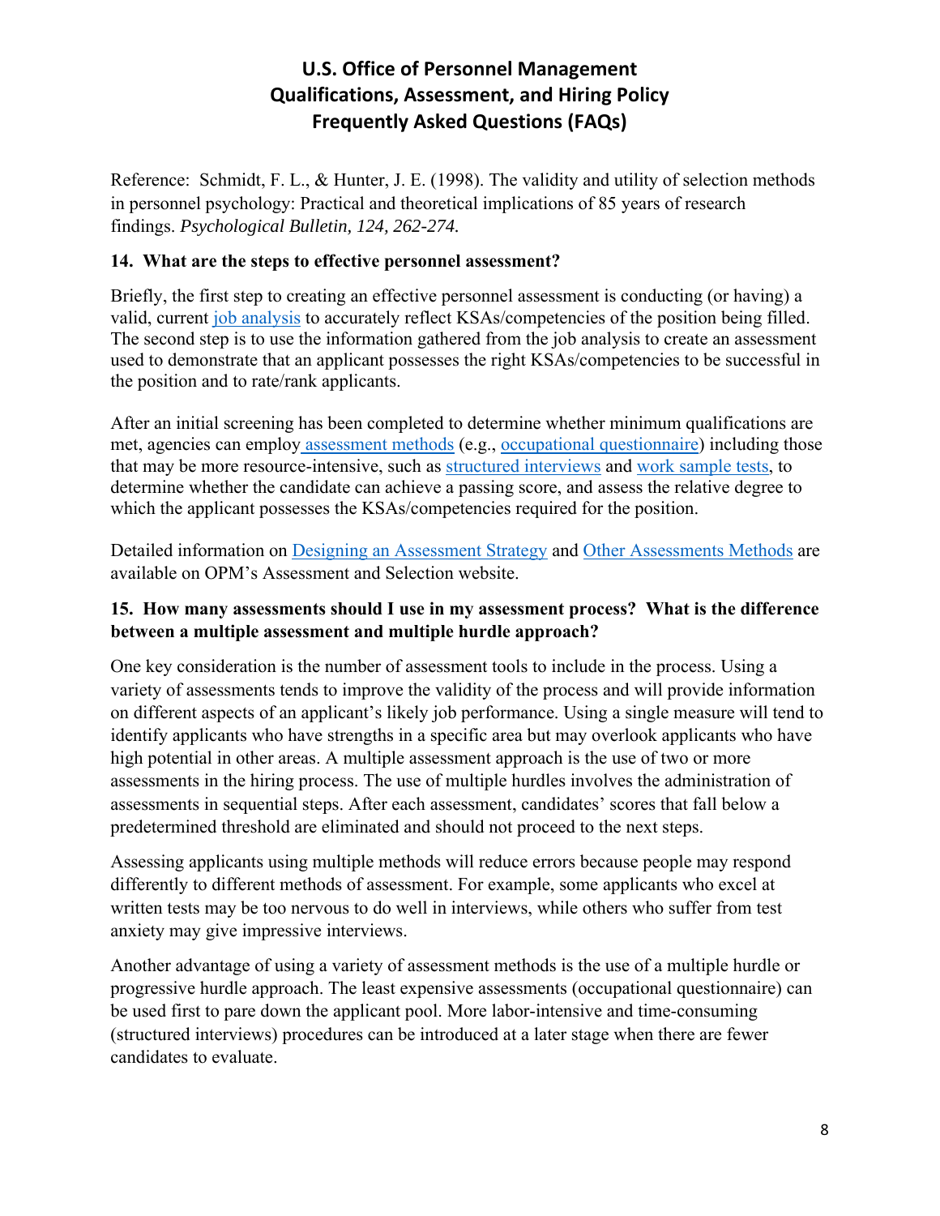# U.S. Office of Personnel Management Qualifications, Assessment, and Hiring Policy Frequently Asked Questions (FAQs)

Reference: Schmidt, F. L., & Hunter, J. E. (1998). The validity and utility of selection methods in personnel psychology: Practical and theoretical implications of 85 years of research findings. *Psychological Bulletin, 124, 262-274.*

**14. What are the steps to effective personnel assessment?**

Briefly, the first step to creating an effective personnel assessment is conducting (or having) a valid, current job analysis to accurately reflect KSAs/competencies of the position being filled. The second step is to use the information gathered from the job analysis to create an assessment used to demonstrate that an applicant possesses the right KSAs/competencies to be successful in the position and to rate/rank applicants.

After an initial screening has been completed to determine whether minimum qualifications are met, agencies can employ assessment methods (e.g., occupational questionnaire) including those that may be more resource-intensive, such as structured interviews and work sample tests, to determine whether the candidate can achieve a passing score, and assess the relative degree to which the applicant possesses the KSAs/competencies required for the position.

Detailed information on Designing an Assessment Strategy and Other Assessments Methods are available on OPM's Assessment and Selection website.

**15. How many assessments should I use in my assessment process? What is the difference between a multiple assessment and multiple hurdle approach?**

One key consideration is the number of assessment tools to include in the process. Using a variety of assessments tends to improve the validity of the process and will provide information on different aspects of an applicant's likely job performance. Using a single measure will tend to identify applicants who have strengths in a specific area but may overlook applicants who have high potential in other areas. A multiple assessment approach is the use of two or more assessments in the hiring process. The use of multiple hurdles involves the administration of assessments in sequential steps. After each assessment, candidates' scores that fall below a predetermined threshold are eliminated and should not proceed to the next steps.

Assessing applicants using multiple methods will reduce errors because people may respond differently to different methods of assessment. For example, some applicants who excel at written tests may be too nervous to do well in interviews, while others who suffer from test anxiety may give impressive interviews.

Another advantage of using a variety of assessment methods is the use of a multiple hurdle or progressive hurdle approach. The least expensive assessments (occupational questionnaire) can be used first to pare down the applicant pool. More labor-intensive and time-consuming (structured interviews) procedures can be introduced at a later stage when there are fewer candidates to evaluate.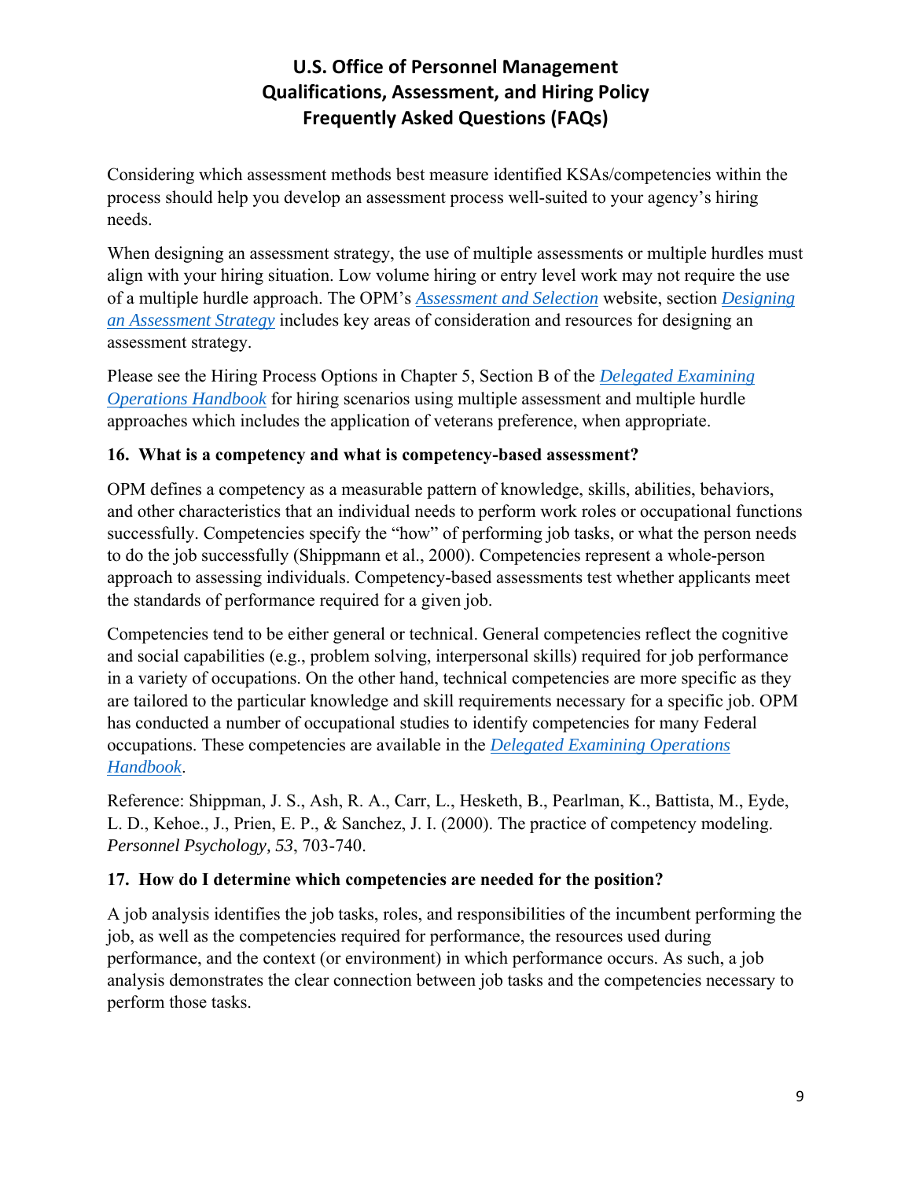Considering which assessment methods best measure identified KSAs/competencies within the process should help you develop an assessment process well-suited to your agency's hiring needs.

When designing an assessment strategy, the use of multiple assessments or multiple hurdles must align with your hiring situation. Low volume hiring or entry level work may not require the use of a multiple hurdle approach. The OPM's *Assessment and Selection* website, section *Designing an Assessment Strategy* includes key areas of consideration and resources for designing an assessment strategy.

Please see the Hiring Process Options in Chapter 5, Section B of the *Delegated Examining Operations Handbook* for hiring scenarios using multiple assessment and multiple hurdle approaches which includes the application of veterans preference, when appropriate.

**16. What is a competency and what is competency-based assessment?**

OPM defines a competency as a measurable pattern of knowledge, skills, abilities, behaviors, and other characteristics that an individual needs to perform work roles or occupational functions successfully. Competencies specify the "how" of performing job tasks, or what the person needs to do the job successfully (Shippmann et al., 2000). Competencies represent a whole-person approach to assessing individuals. Competency-based assessments test whether applicants meet the standards of performance required for a given job.

Competencies tend to be either general or technical. General competencies reflect the cognitive and social capabilities (e.g., problem solving, interpersonal skills) required for job performance in a variety of occupations. On the other hand, technical competencies are more specific as they are tailored to the particular knowledge and skill requirements necessary for a specific job. OPM has conducted a number of occupational studies to identify competencies for many Federal occupations. These competencies are available in the *Delegated Examining Operations Handbook*.

Reference: Shippman, J. S., Ash, R. A., Carr, L., Hesketh, B., Pearlman, K., Battista, M., Eyde, L. D., Kehoe., J., Prien, E. P., & Sanchez, J. I. (2000). The practice of competency modeling. *Personnel Psychology, 53*, 703-740.

**17. How do I determine which competencies are needed for the position?**

A job analysis identifies the job tasks, roles, and responsibilities of the incumbent performing the job, as well as the competencies required for performance, the resources used during performance, and the context (or environment) in which performance occurs. As such, a job analysis demonstrates the clear connection between job tasks and the competencies necessary to perform those tasks.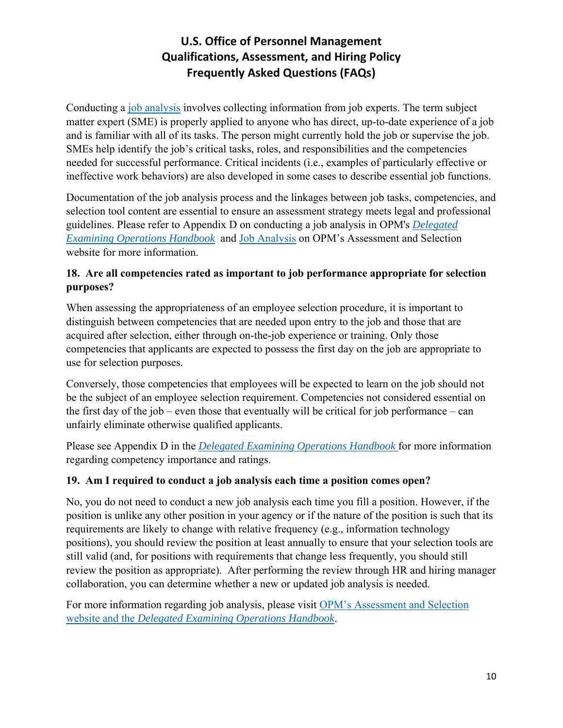Conducting a job analysis involves collecting information from job experts. The term subject matter expert (SME) is properly applied to anyone who has direct, up-to-date experience of a job and is familiar with all of its tasks. The person might currently hold the job or supervise the job. SMEs help identify the job's critical tasks, roles, and responsibilities and the competencies needed for successful performance. Critical incidents (i.e., examples of particularly effective or ineffective work behaviors) are also developed in some cases to describe essential job functions.

Documentation of the job analysis process and the linkages between job tasks, competencies, and selection tool content are essential to ensure an assessment strategy meets legal and professional guidelines. Please refer to Appendix D on conducting a job analysis in OPM's *Delegated Examining Operations Handbook* and Job Analysis on OPM's Assessment and Selection website for more information.

**18. Are all competencies rated as important to job performance appropriate for selection purposes?**

When assessing the appropriateness of an employee selection procedure, it is important to distinguish between competencies that are needed upon entry to the job and those that are acquired after selection, either through on-the-job experience or training. Only those competencies that applicants are expected to possess the first day on the job are appropriate to use for selection purposes.

Conversely, those competencies that employees will be expected to learn on the job should not be the subject of an employee selection requirement. Competencies not considered essential on the first day of the job – even those that eventually will be critical for job performance – can unfairly eliminate otherwise qualified applicants.

Please see Appendix D in the *Delegated Examining Operations Handbook* for more information regarding competency importance and ratings.

**19. Am I required to conduct a job analysis each time a position comes open?**

No, you do not need to conduct a new job analysis each time you fill a position. However, if the position is unlike any other position in your agency or if the nature of the position is such that its requirements are likely to change with relative frequency (e.g., information technology positions), you should review the position at least annually to ensure that your selection tools are still valid (and, for positions with requirements that change less frequently, you should still review the position as appropriate). After performing the review through HR and hiring manager collaboration, you can determine whether a new or updated job analysis is needed.

For more information regarding job analysis, please visit OPM's Assessment and Selection website and the *Delegated Examining Operations Handbook*.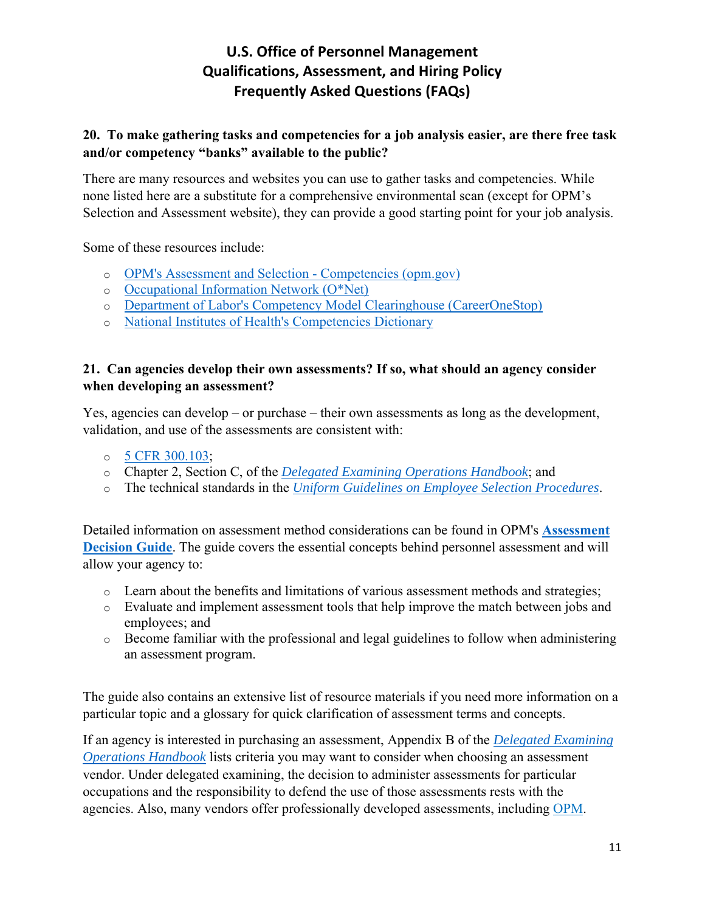**20. To make gathering tasks and competencies for a job analysis easier, are there free task and/or competency "banks" available to the public?**

There are many resources and websites you can use to gather tasks and competencies. While none listed here are a substitute for a comprehensive environmental scan (except for OPM's Selection and Assessment website), they can provide a good starting point for your job analysis.

Some of these resources include:

- OPM's Assessment and Selection - Competencies (opm.gov)
- Occupational Information Network (O*Net)
- Department of Labor's Competency Model Clearinghouse (CareerOneStop)
- National Institutes of Health's Competencies Dictionary

**21. Can agencies develop their own assessments? If so, what should an agency consider when developing an assessment?**

Yes, agencies can develop – or purchase – their own assessments as long as the development, validation, and use of the assessments are consistent with:

- 5 CFR 300.103;
- Chapter 2, Section C, of the *Delegated Examining Operations Handbook*; and
- The technical standards in the *Uniform Guidelines on Employee Selection Procedures*.

Detailed information on assessment method considerations can be found in OPM's **Assessment Decision Guide**. The guide covers the essential concepts behind personnel assessment and will allow your agency to:

- Learn about the benefits and limitations of various assessment methods and strategies;
- Evaluate and implement assessment tools that help improve the match between jobs and employees; and
- Become familiar with the professional and legal guidelines to follow when administering an assessment program.

The guide also contains an extensive list of resource materials if you need more information on a particular topic and a glossary for quick clarification of assessment terms and concepts.

If an agency is interested in purchasing an assessment, Appendix B of the *Delegated Examining Operations Handbook* lists criteria you may want to consider when choosing an assessment vendor. Under delegated examining, the decision to administer assessments for particular occupations and the responsibility to defend the use of those assessments rests with the agencies. Also, many vendors offer professionally developed assessments, including OPM.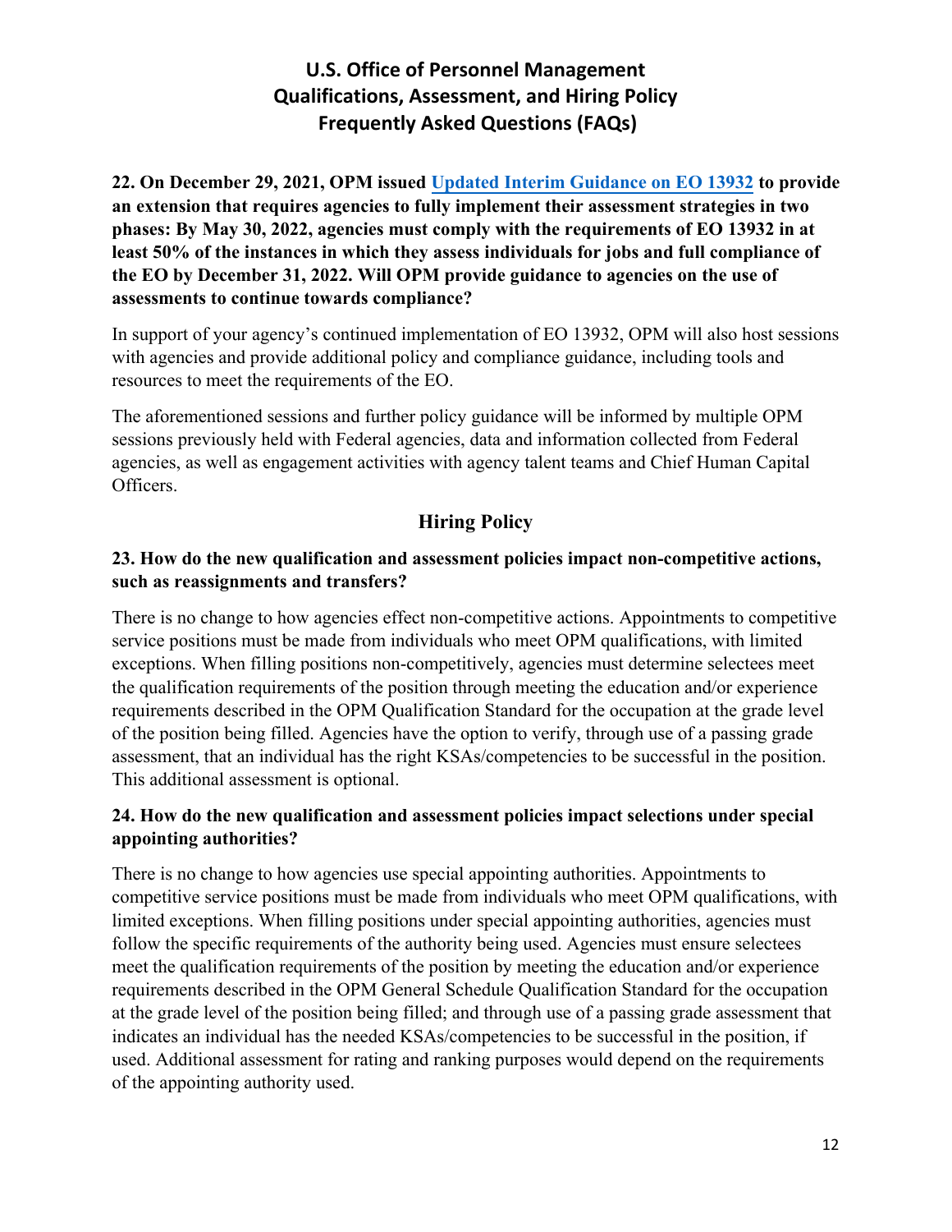**22. On December 29, 2021, OPM issued [Updated Interim Guidance on EO 13932]() to provide an extension that requires agencies to fully implement their assessment strategies in two phases: By May 30, 2022, agencies must comply with the requirements of EO 13932 in at least 50% of the instances in which they assess individuals for jobs and full compliance of the EO by December 31, 2022. Will OPM provide guidance to agencies on the use of assessments to continue towards compliance?**

In support of your agency's continued implementation of EO 13932, OPM will also host sessions with agencies and provide additional policy and compliance guidance, including tools and resources to meet the requirements of the EO.

The aforementioned sessions and further policy guidance will be informed by multiple OPM sessions previously held with Federal agencies, data and information collected from Federal agencies, as well as engagement activities with agency talent teams and Chief Human Capital Officers.

## Hiring Policy

**23. How do the new qualification and assessment policies impact non-competitive actions, such as reassignments and transfers?**

There is no change to how agencies effect non-competitive actions. Appointments to competitive service positions must be made from individuals who meet OPM qualifications, with limited exceptions. When filling positions non-competitively, agencies must determine selectees meet the qualification requirements of the position through meeting the education and/or experience requirements described in the OPM Qualification Standard for the occupation at the grade level of the position being filled. Agencies have the option to verify, through use of a passing grade assessment, that an individual has the right KSAs/competencies to be successful in the position. This additional assessment is optional.

**24. How do the new qualification and assessment policies impact selections under special appointing authorities?**

There is no change to how agencies use special appointing authorities. Appointments to competitive service positions must be made from individuals who meet OPM qualifications, with limited exceptions. When filling positions under special appointing authorities, agencies must follow the specific requirements of the authority being used. Agencies must ensure selectees meet the qualification requirements of the position by meeting the education and/or experience requirements described in the OPM General Schedule Qualification Standard for the occupation at the grade level of the position being filled; and through use of a passing grade assessment that indicates an individual has the needed KSAs/competencies to be successful in the position, if used. Additional assessment for rating and ranking purposes would depend on the requirements of the appointing authority used.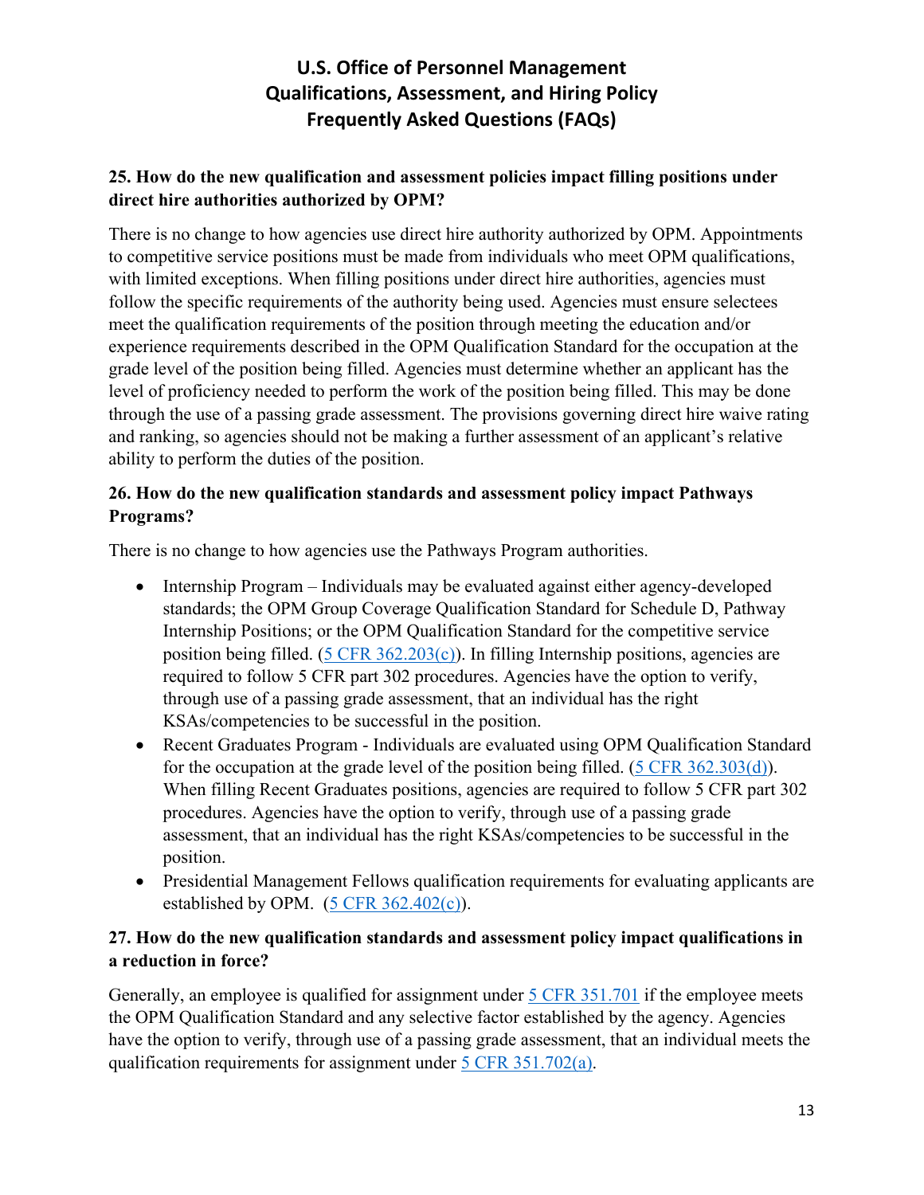# U.S. Office of Personnel Management
# Qualifications, Assessment, and Hiring Policy
# Frequently Asked Questions (FAQs)

**25. How do the new qualification and assessment policies impact filling positions under direct hire authorities authorized by OPM?**

There is no change to how agencies use direct hire authority authorized by OPM. Appointments to competitive service positions must be made from individuals who meet OPM qualifications, with limited exceptions. When filling positions under direct hire authorities, agencies must follow the specific requirements of the authority being used. Agencies must ensure selectees meet the qualification requirements of the position through meeting the education and/or experience requirements described in the OPM Qualification Standard for the occupation at the grade level of the position being filled. Agencies must determine whether an applicant has the level of proficiency needed to perform the work of the position being filled. This may be done through the use of a passing grade assessment. The provisions governing direct hire waive rating and ranking, so agencies should not be making a further assessment of an applicant's relative ability to perform the duties of the position.

**26. How do the new qualification standards and assessment policy impact Pathways Programs?**

There is no change to how agencies use the Pathways Program authorities.

- Internship Program – Individuals may be evaluated against either agency-developed standards; the OPM Group Coverage Qualification Standard for Schedule D, Pathway Internship Positions; or the OPM Qualification Standard for the competitive service position being filled. (5 CFR 362.203(c)). In filling Internship positions, agencies are required to follow 5 CFR part 302 procedures. Agencies have the option to verify, through use of a passing grade assessment, that an individual has the right KSAs/competencies to be successful in the position.
- Recent Graduates Program - Individuals are evaluated using OPM Qualification Standard for the occupation at the grade level of the position being filled. (5 CFR 362.303(d)). When filling Recent Graduates positions, agencies are required to follow 5 CFR part 302 procedures. Agencies have the option to verify, through use of a passing grade assessment, that an individual has the right KSAs/competencies to be successful in the position.
- Presidential Management Fellows qualification requirements for evaluating applicants are established by OPM. (5 CFR 362.402(c)).

**27. How do the new qualification standards and assessment policy impact qualifications in a reduction in force?**

Generally, an employee is qualified for assignment under 5 CFR 351.701 if the employee meets the OPM Qualification Standard and any selective factor established by the agency. Agencies have the option to verify, through use of a passing grade assessment, that an individual meets the qualification requirements for assignment under 5 CFR 351.702(a).